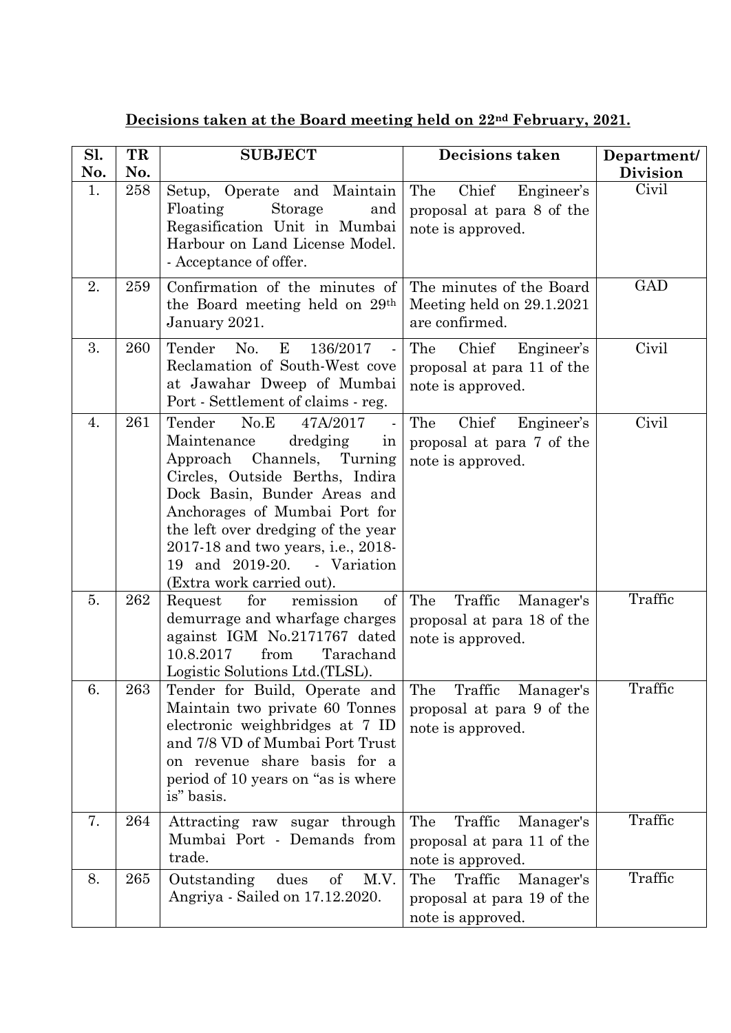**Decisions taken at the Board meeting held on 22nd February, 2021.**

| Sl. No. | TR No. | SUBJECT | Decisions taken | Department/ Division |
|---|---|---|---|---|
| 1. | 258 | Setup, Operate and Maintain Floating Storage and Regasification Unit in Mumbai Harbour on Land License Model. - Acceptance of offer. | The Chief Engineer's proposal at para 8 of the note is approved. | Civil |
| 2. | 259 | Confirmation of the minutes of the Board meeting held on 29th January 2021. | The minutes of the Board Meeting held on 29.1.2021 are confirmed. | GAD |
| 3. | 260 | Tender No. E 136/2017 - Reclamation of South-West cove at Jawahar Dweep of Mumbai Port - Settlement of claims - reg. | The Chief Engineer's proposal at para 11 of the note is approved. | Civil |
| 4. | 261 | Tender No.E 47A/2017 - Maintenance dredging in Approach Channels, Turning Circles, Outside Berths, Indira Dock Basin, Bunder Areas and Anchorages of Mumbai Port for the left over dredging of the year 2017-18 and two years, i.e., 2018-19 and 2019-20. - Variation (Extra work carried out). | The Chief Engineer's proposal at para 7 of the note is approved. | Civil |
| 5. | 262 | Request for remission of demurrage and wharfage charges against IGM No.2171767 dated 10.8.2017 from Tarachand Logistic Solutions Ltd.(TLSL). | The Traffic Manager's proposal at para 18 of the note is approved. | Traffic |
| 6. | 263 | Tender for Build, Operate and Maintain two private 60 Tonnes electronic weighbridges at 7 ID and 7/8 VD of Mumbai Port Trust on revenue share basis for a period of 10 years on "as is where is" basis. | The Traffic Manager's proposal at para 9 of the note is approved. | Traffic |
| 7. | 264 | Attracting raw sugar through Mumbai Port - Demands from trade. | The Traffic Manager's proposal at para 11 of the note is approved. | Traffic |
| 8. | 265 | Outstanding dues of M.V. Angriya - Sailed on 17.12.2020. | The Traffic Manager's proposal at para 19 of the note is approved. | Traffic |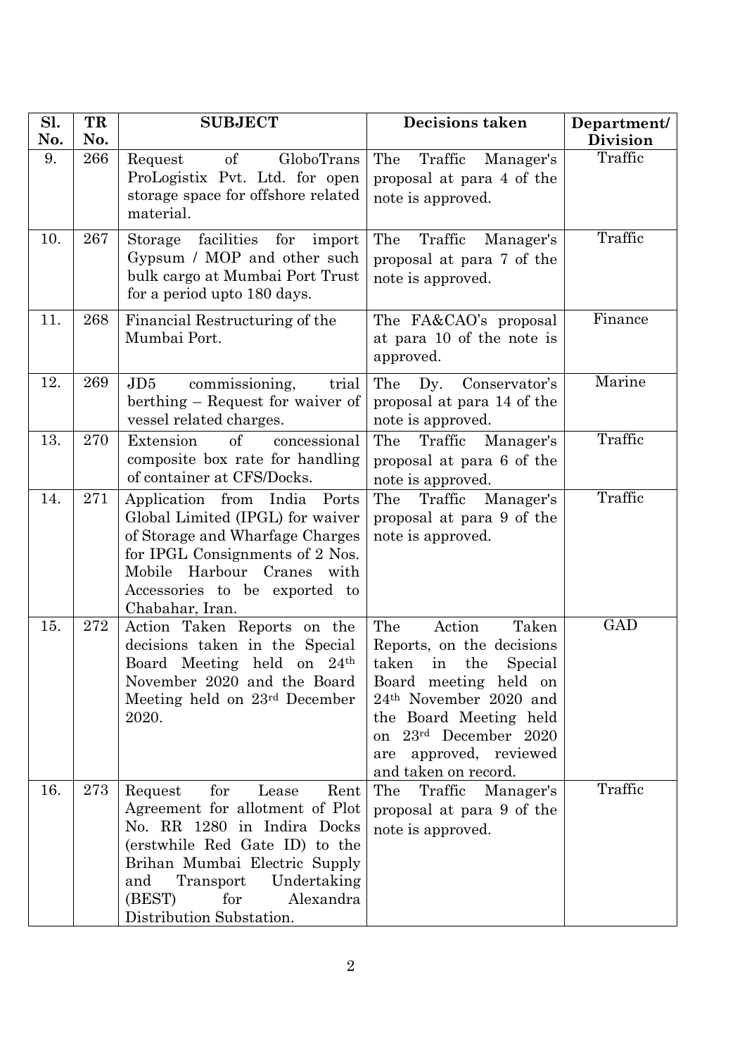| Sl. No. | TR No. | SUBJECT | Decisions taken | Department/ Division |
|---|---|---|---|---|
| 9. | 266 | Request of GloboTrans ProLogistix Pvt. Ltd. for open storage space for offshore related material. | The Traffic Manager's proposal at para 4 of the note is approved. | Traffic |
| 10. | 267 | Storage facilities for import Gypsum / MOP and other such bulk cargo at Mumbai Port Trust for a period upto 180 days. | The Traffic Manager's proposal at para 7 of the note is approved. | Traffic |
| 11. | 268 | Financial Restructuring of the Mumbai Port. | The FA&CAO's proposal at para 10 of the note is approved. | Finance |
| 12. | 269 | JD5 commissioning, trial berthing – Request for waiver of vessel related charges. | The Dy. Conservator's proposal at para 14 of the note is approved. | Marine |
| 13. | 270 | Extension of concessional composite box rate for handling of container at CFS/Docks. | The Traffic Manager's proposal at para 6 of the note is approved. | Traffic |
| 14. | 271 | Application from India Ports Global Limited (IPGL) for waiver of Storage and Wharfage Charges for IPGL Consignments of 2 Nos. Mobile Harbour Cranes with Accessories to be exported to Chabahar, Iran. | The Traffic Manager's proposal at para 9 of the note is approved. | Traffic |
| 15. | 272 | Action Taken Reports on the decisions taken in the Special Board Meeting held on 24th November 2020 and the Board Meeting held on 23rd December 2020. | The Action Taken Reports, on the decisions taken in the Special Board meeting held on 24th November 2020 and the Board Meeting held on 23rd December 2020 are approved, reviewed and taken on record. | GAD |
| 16. | 273 | Request for Lease Rent Agreement for allotment of Plot No. RR 1280 in Indira Docks (erstwhile Red Gate ID) to the Brihan Mumbai Electric Supply and Transport Undertaking (BEST) for Alexandra Distribution Substation. | The Traffic Manager's proposal at para 9 of the note is approved. | Traffic |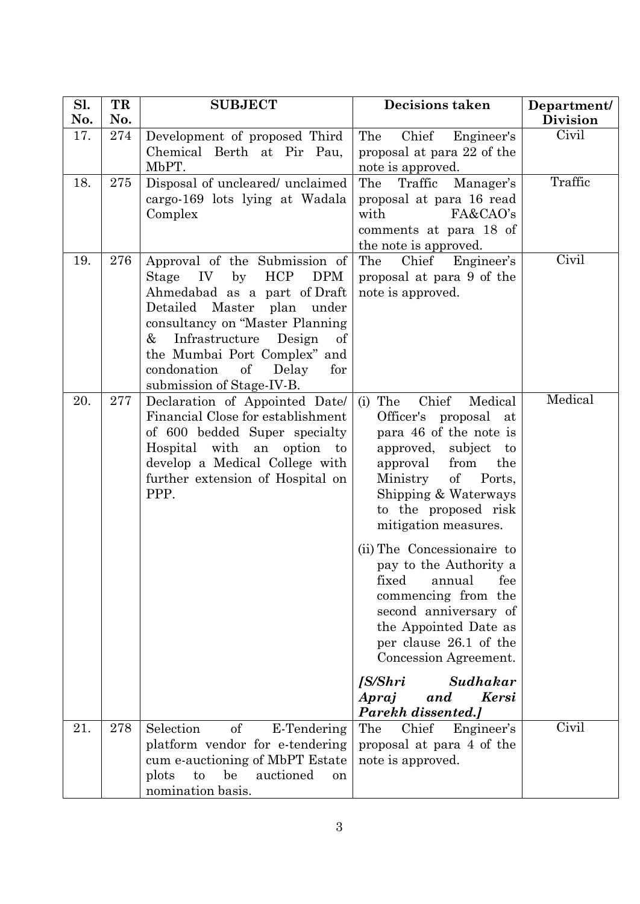| Sl. No. | TR No. | SUBJECT | Decisions taken | Department/ Division |
|---|---|---|---|---|
| 17. | 274 | Development of proposed Third Chemical Berth at Pir Pau, MbPT. | The Chief Engineer's proposal at para 22 of the note is approved. | Civil |
| 18. | 275 | Disposal of uncleared/ unclaimed cargo-169 lots lying at Wadala Complex | The Traffic Manager's proposal at para 16 read with FA&CAO's comments at para 18 of the note is approved. | Traffic |
| 19. | 276 | Approval of the Submission of Stage IV by HCP DPM Ahmedabad as a part of Draft Detailed Master plan under consultancy on "Master Planning & Infrastructure Design of the Mumbai Port Complex" and condonation of Delay for submission of Stage-IV-B. | The Chief Engineer's proposal at para 9 of the note is approved. | Civil |
| 20. | 277 | Declaration of Appointed Date/ Financial Close for establishment of 600 bedded Super specialty Hospital with an option to develop a Medical College with further extension of Hospital on PPP. | (i) The Chief Medical Officer's proposal at para 46 of the note is approved, subject to approval from the Ministry of Ports, Shipping & Waterways to the proposed risk mitigation measures.<br><br>(ii) The Concessionaire to pay to the Authority a fixed annual fee commencing from the second anniversary of the Appointed Date as per clause 26.1 of the Concession Agreement.<br><br>***[S/Shri Sudhakar Apraj and Kersi Parekh dissented.]*** | Medical |
| 21. | 278 | Selection of E-Tendering platform vendor for e-tendering cum e-auctioning of MbPT Estate plots to be auctioned on nomination basis. | The Chief Engineer's proposal at para 4 of the note is approved. | Civil |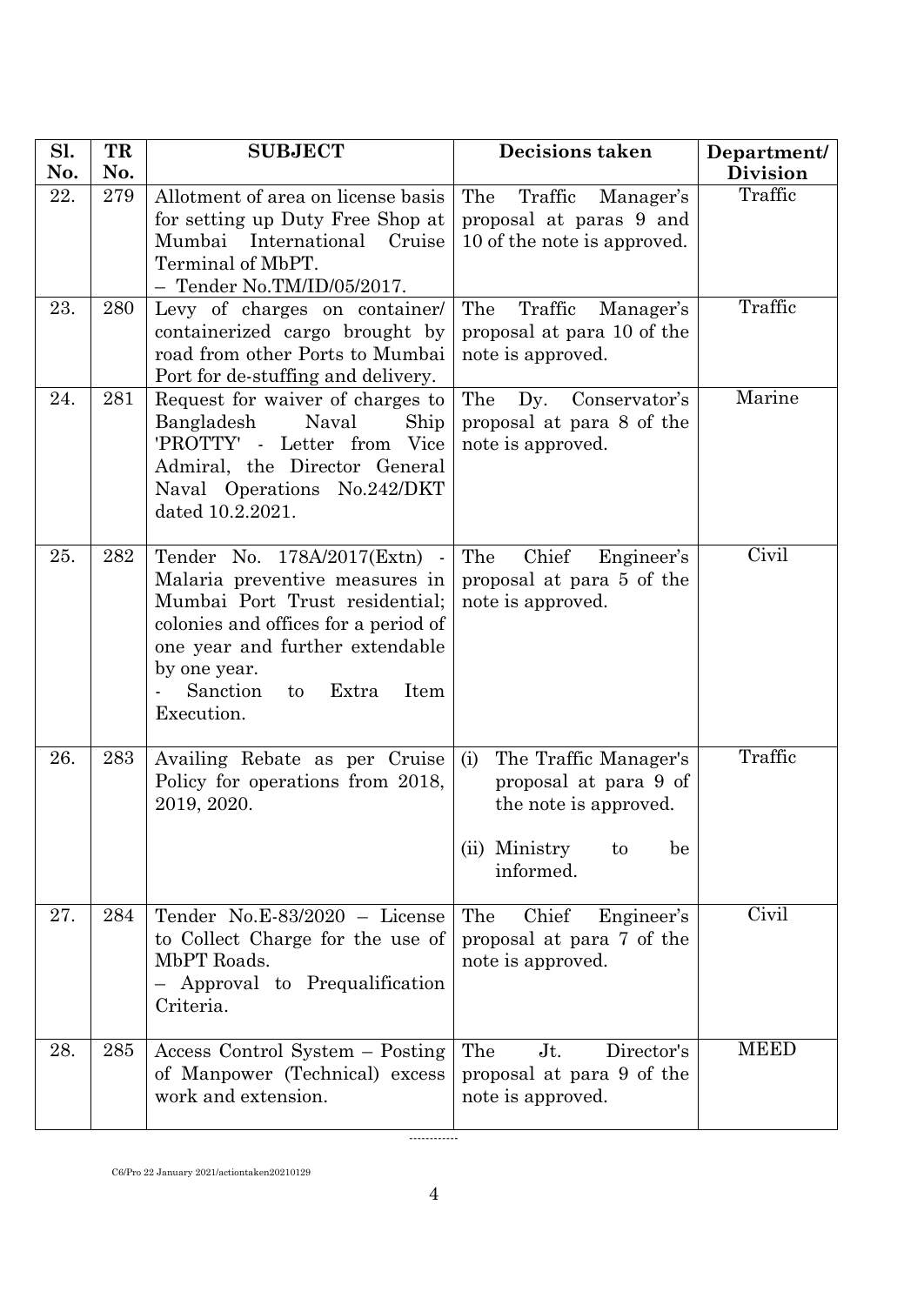| Sl. No. | TR No. | SUBJECT | Decisions taken | Department/ Division |
|---|---|---|---|---|
| 22. | 279 | Allotment of area on license basis for setting up Duty Free Shop at Mumbai International Cruise Terminal of MbPT. – Tender No.TM/ID/05/2017. | The Traffic Manager's proposal at paras 9 and 10 of the note is approved. | Traffic |
| 23. | 280 | Levy of charges on container/ containerized cargo brought by road from other Ports to Mumbai Port for de-stuffing and delivery. | The Traffic Manager's proposal at para 10 of the note is approved. | Traffic |
| 24. | 281 | Request for waiver of charges to Bangladesh Naval Ship 'PROTTY' - Letter from Vice Admiral, the Director General Naval Operations No.242/DKT dated 10.2.2021. | The Dy. Conservator's proposal at para 8 of the note is approved. | Marine |
| 25. | 282 | Tender No. 178A/2017(Extn) - Malaria preventive measures in Mumbai Port Trust residential; colonies and offices for a period of one year and further extendable by one year. - Sanction to Extra Item Execution. | The Chief Engineer's proposal at para 5 of the note is approved. | Civil |
| 26. | 283 | Availing Rebate as per Cruise Policy for operations from 2018, 2019, 2020. | (i) The Traffic Manager's proposal at para 9 of the note is approved.<br>(ii) Ministry to be informed. | Traffic |
| 27. | 284 | Tender No.E-83/2020 – License to Collect Charge for the use of MbPT Roads. – Approval to Prequalification Criteria. | The Chief Engineer's proposal at para 7 of the note is approved. | Civil |
| 28. | 285 | Access Control System – Posting of Manpower (Technical) excess work and extension. | The Jt. Director's proposal at para 9 of the note is approved. | MEED |

-----------

C6/Pro 22 January 2021/actiontaken20210129